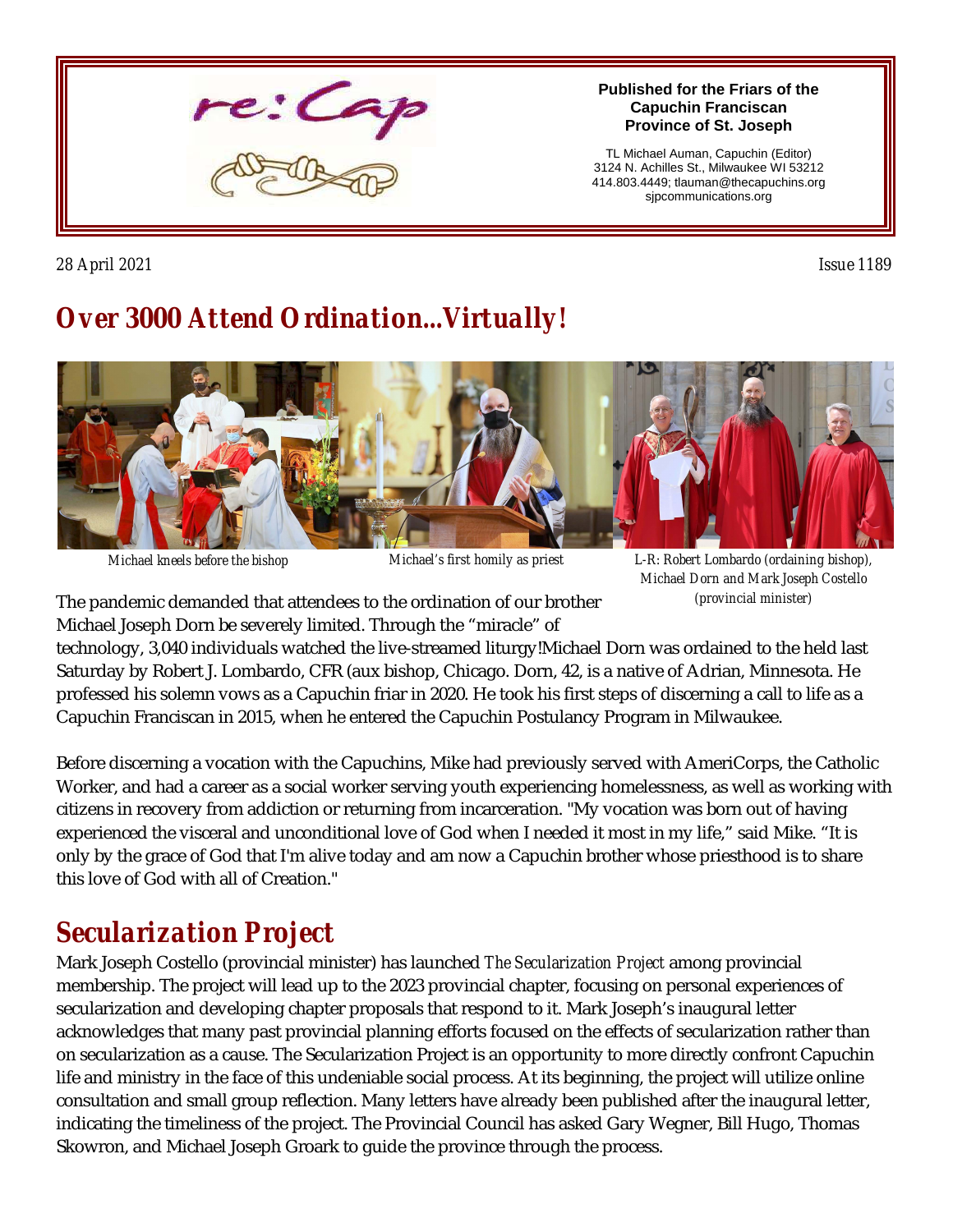re:Cap

**Published for the Friars of the Capuchin Franciscan Province of St. Joseph**

TL Michael Auman, Capuchin (Editor)
3124 N. Achilles St., Milwaukee WI 53212
414.803.4449; tlauman@thecapuchins.org
sjpcommunications.org

28 April 2021

Issue 1189

## *Over 3000 Attend Ordination…Virtually!*

Michael kneels before the bishop

Michael's first homily as priest

L-R: Robert Lombardo (ordaining bishop), Michael Dorn and Mark Joseph Costello (provincial minister)

The pandemic demanded that attendees to the ordination of our brother Michael Joseph Dorn be severely limited. Through the "miracle" of technology, 3,040 individuals watched the live-streamed liturgy!Michael Dorn was ordained to the held last Saturday by Robert J. Lombardo, CFR (aux bishop, Chicago. Dorn, 42, is a native of Adrian, Minnesota. He professed his solemn vows as a Capuchin friar in 2020. He took his first steps of discerning a call to life as a Capuchin Franciscan in 2015, when he entered the Capuchin Postulancy Program in Milwaukee.

Before discerning a vocation with the Capuchins, Mike had previously served with AmeriCorps, the Catholic Worker, and had a career as a social worker serving youth experiencing homelessness, as well as working with citizens in recovery from addiction or returning from incarceration. "My vocation was born out of having experienced the visceral and unconditional love of God when I needed it most in my life," said Mike. "It is only by the grace of God that I'm alive today and am now a Capuchin brother whose priesthood is to share this love of God with all of Creation."

## *Secularization Project*

Mark Joseph Costello (provincial minister) has launched *The Secularization Project* among provincial membership. The project will lead up to the 2023 provincial chapter, focusing on personal experiences of secularization and developing chapter proposals that respond to it. Mark Joseph's inaugural letter acknowledges that many past provincial planning efforts focused on the effects of secularization rather than on secularization as a cause. The Secularization Project is an opportunity to more directly confront Capuchin life and ministry in the face of this undeniable social process. At its beginning, the project will utilize online consultation and small group reflection. Many letters have already been published after the inaugural letter, indicating the timeliness of the project. The Provincial Council has asked Gary Wegner, Bill Hugo, Thomas Skowron, and Michael Joseph Groark to guide the province through the process.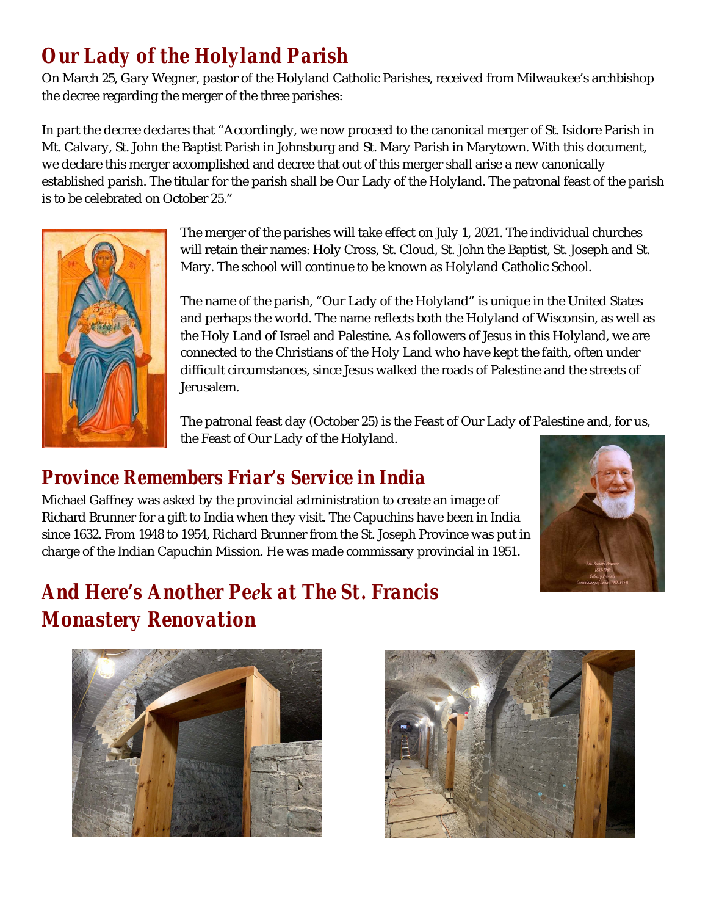## Our Lady of the Holyland Parish

On March 25, Gary Wegner, pastor of the Holyland Catholic Parishes, received from Milwaukee's archbishop the decree regarding the merger of the three parishes:

In part the decree declares that "Accordingly, we now proceed to the canonical merger of St. Isidore Parish in Mt. Calvary, St. John the Baptist Parish in Johnsburg and St. Mary Parish in Marytown. With this document, we declare this merger accomplished and decree that out of this merger shall arise a new canonically established parish. The titular for the parish shall be Our Lady of the Holyland. The patronal feast of the parish is to be celebrated on October 25."

The merger of the parishes will take effect on July 1, 2021. The individual churches will retain their names: Holy Cross, St. Cloud, St. John the Baptist, St. Joseph and St. Mary. The school will continue to be known as Holyland Catholic School.

The name of the parish, "Our Lady of the Holyland" is unique in the United States and perhaps the world. The name reflects both the Holyland of Wisconsin, as well as the Holy Land of Israel and Palestine. As followers of Jesus in this Holyland, we are connected to the Christians of the Holy Land who have kept the faith, often under difficult circumstances, since Jesus walked the roads of Palestine and the streets of Jerusalem.

The patronal feast day (October 25) is the Feast of Our Lady of Palestine and, for us, the Feast of Our Lady of the Holyland.

## Province Remembers Friar's Service in India

Michael Gaffney was asked by the provincial administration to create an image of Richard Brunner for a gift to India when they visit. The Capuchins have been in India since 1632. From 1948 to 1954, Richard Brunner from the St. Joseph Province was put in charge of the Indian Capuchin Mission. He was made commissary provincial in 1951.

## And Here's Another Peek at The St. Francis Monastery Renovation